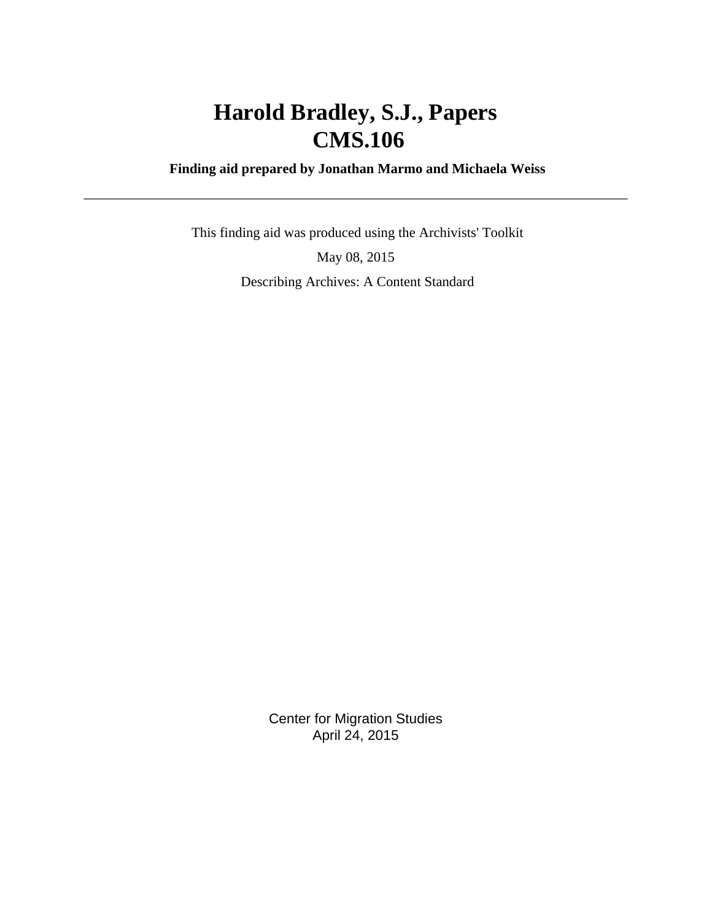# Harold Bradley, S.J., Papers
# CMS.106

**Finding aid prepared by Jonathan Marmo and Michaela Weiss**

---

This finding aid was produced using the Archivists' Toolkit

May 08, 2015

Describing Archives: A Content Standard

Center for Migration Studies
April 24, 2015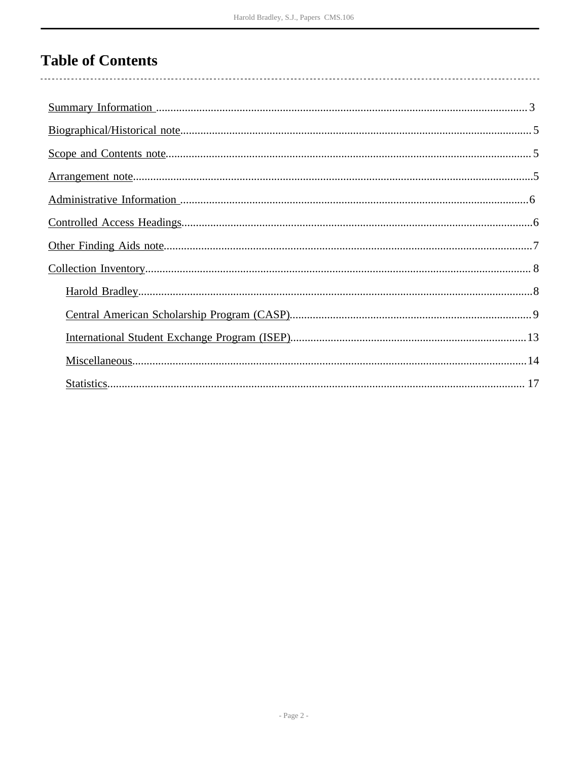# Table of Contents

- Summary Information ........ 3
- Biographical/Historical note ........ 5
- Scope and Contents note ........ 5
- Arrangement note ........ 5
- Administrative Information ........ 6
- Controlled Access Headings ........ 6
- Other Finding Aids note ........ 7
- Collection Inventory ........ 8
  - Harold Bradley ........ 8
  - Central American Scholarship Program (CASP) ........ 9
  - International Student Exchange Program (ISEP) ........ 13
  - Miscellaneous ........ 14
  - Statistics ........ 17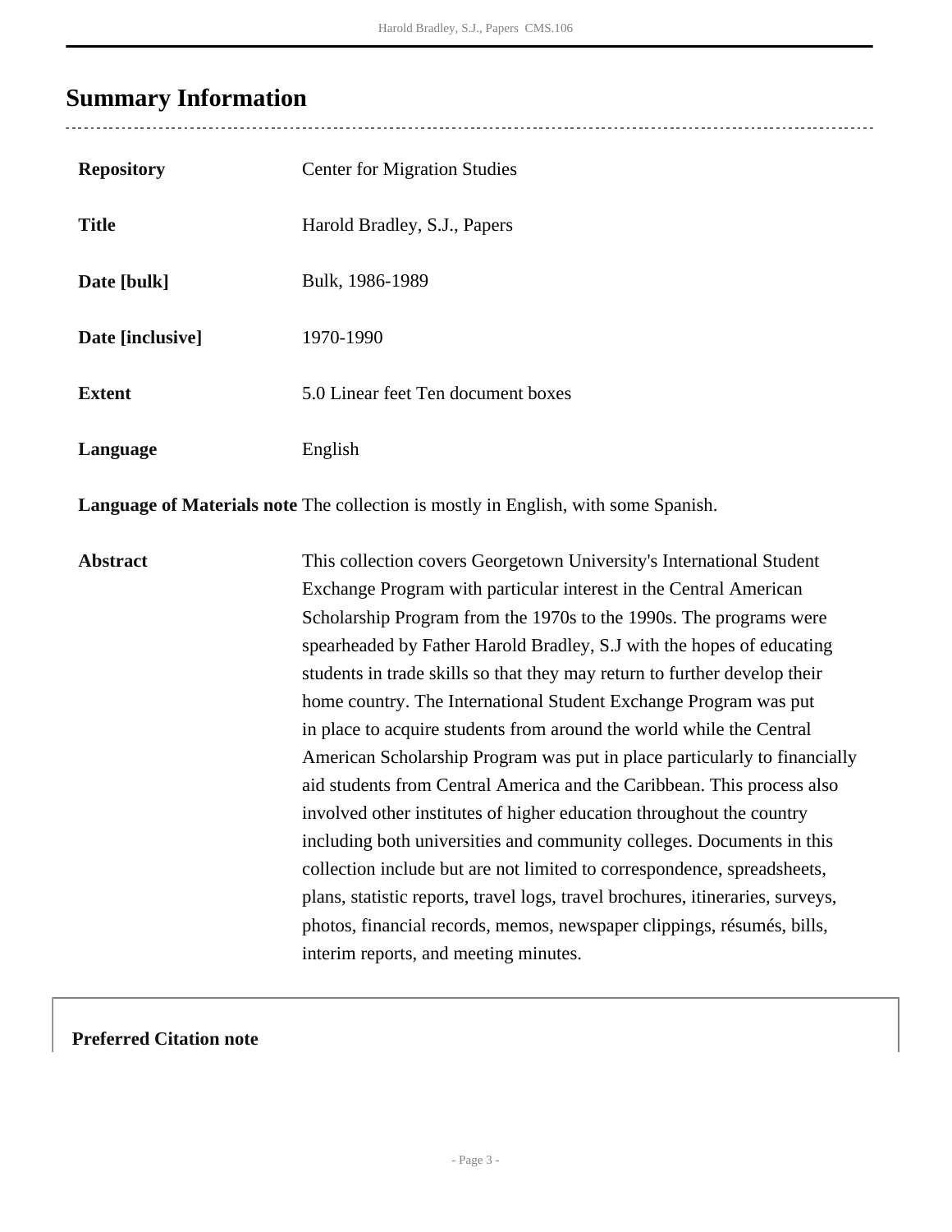## Summary Information

| | |
|---|---|
| **Repository** | Center for Migration Studies |
| **Title** | Harold Bradley, S.J., Papers |
| **Date [bulk]** | Bulk, 1986-1989 |
| **Date [inclusive]** | 1970-1990 |
| **Extent** | 5.0 Linear feet Ten document boxes |
| **Language** | English |
| **Language of Materials note** | The collection is mostly in English, with some Spanish. |
| **Abstract** | This collection covers Georgetown University's International Student Exchange Program with particular interest in the Central American Scholarship Program from the 1970s to the 1990s. The programs were spearheaded by Father Harold Bradley, S.J with the hopes of educating students in trade skills so that they may return to further develop their home country. The International Student Exchange Program was put in place to acquire students from around the world while the Central American Scholarship Program was put in place particularly to financially aid students from Central America and the Caribbean. This process also involved other institutes of higher education throughout the country including both universities and community colleges. Documents in this collection include but are not limited to correspondence, spreadsheets, plans, statistic reports, travel logs, travel brochures, itineraries, surveys, photos, financial records, memos, newspaper clippings, résumés, bills, interim reports, and meeting minutes. |

**Preferred Citation note**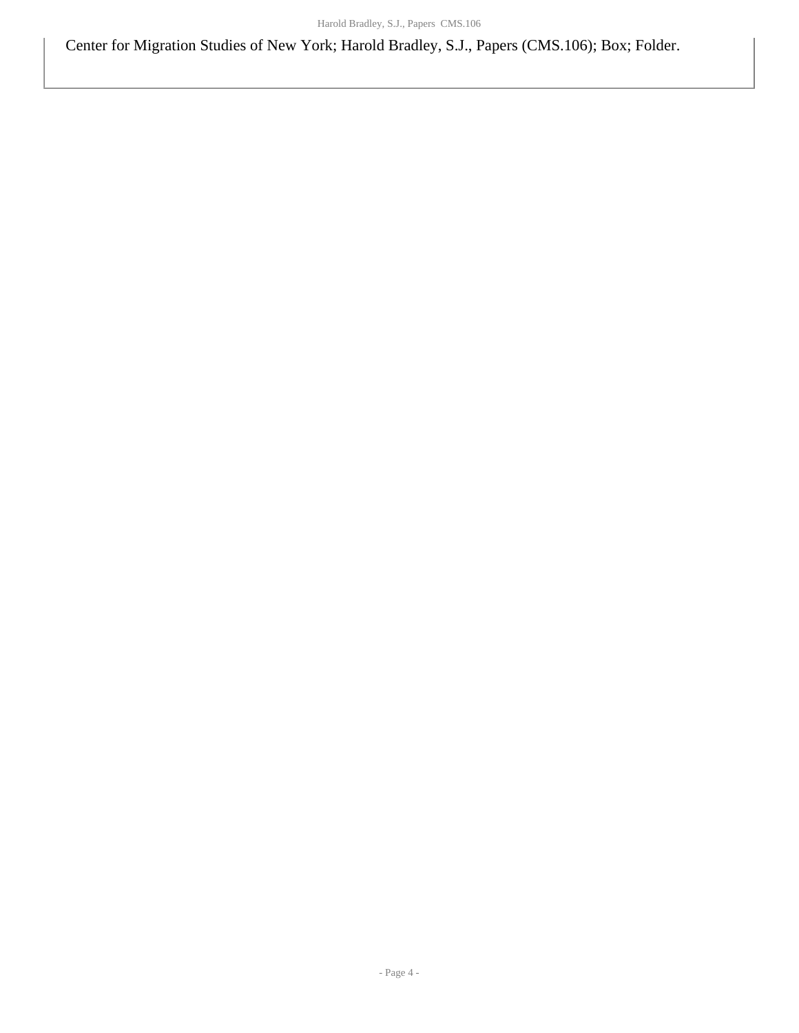Center for Migration Studies of New York; Harold Bradley, S.J., Papers (CMS.106); Box; Folder.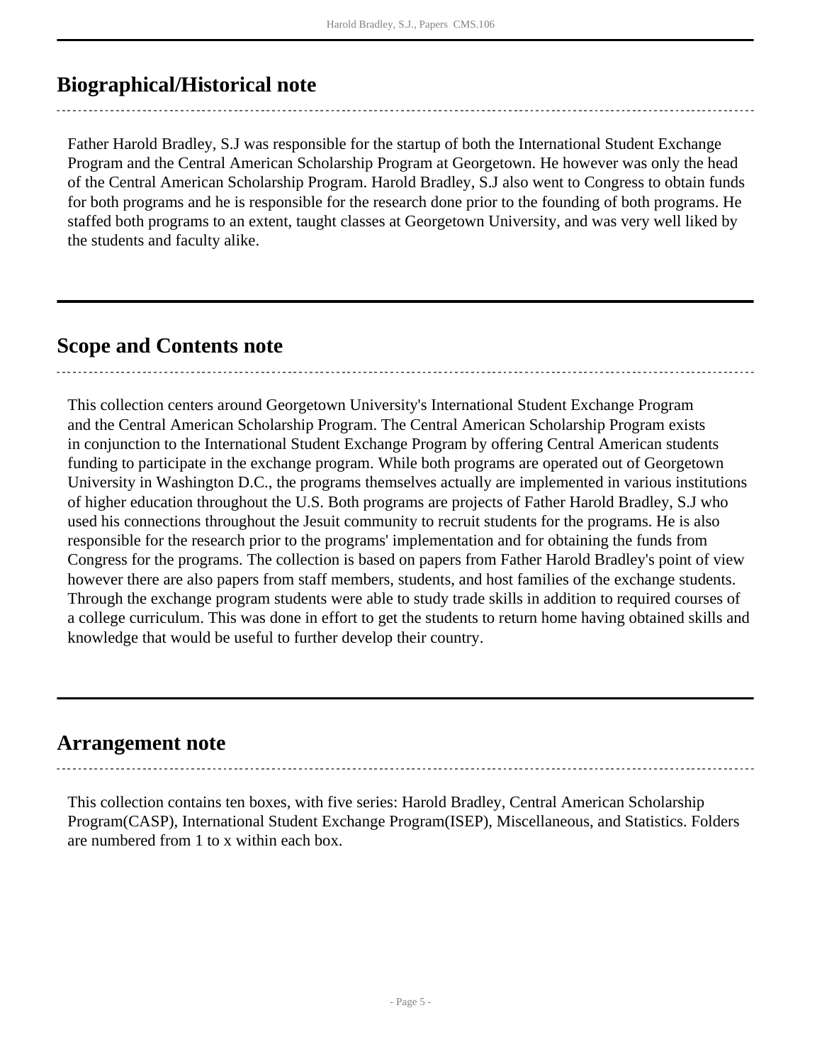## Biographical/Historical note

Father Harold Bradley, S.J was responsible for the startup of both the International Student Exchange Program and the Central American Scholarship Program at Georgetown. He however was only the head of the Central American Scholarship Program. Harold Bradley, S.J also went to Congress to obtain funds for both programs and he is responsible for the research done prior to the founding of both programs. He staffed both programs to an extent, taught classes at Georgetown University, and was very well liked by the students and faculty alike.

## Scope and Contents note

This collection centers around Georgetown University's International Student Exchange Program and the Central American Scholarship Program. The Central American Scholarship Program exists in conjunction to the International Student Exchange Program by offering Central American students funding to participate in the exchange program. While both programs are operated out of Georgetown University in Washington D.C., the programs themselves actually are implemented in various institutions of higher education throughout the U.S. Both programs are projects of Father Harold Bradley, S.J who used his connections throughout the Jesuit community to recruit students for the programs. He is also responsible for the research prior to the programs' implementation and for obtaining the funds from Congress for the programs. The collection is based on papers from Father Harold Bradley's point of view however there are also papers from staff members, students, and host families of the exchange students. Through the exchange program students were able to study trade skills in addition to required courses of a college curriculum. This was done in effort to get the students to return home having obtained skills and knowledge that would be useful to further develop their country.

## Arrangement note

This collection contains ten boxes, with five series: Harold Bradley, Central American Scholarship Program(CASP), International Student Exchange Program(ISEP), Miscellaneous, and Statistics. Folders are numbered from 1 to x within each box.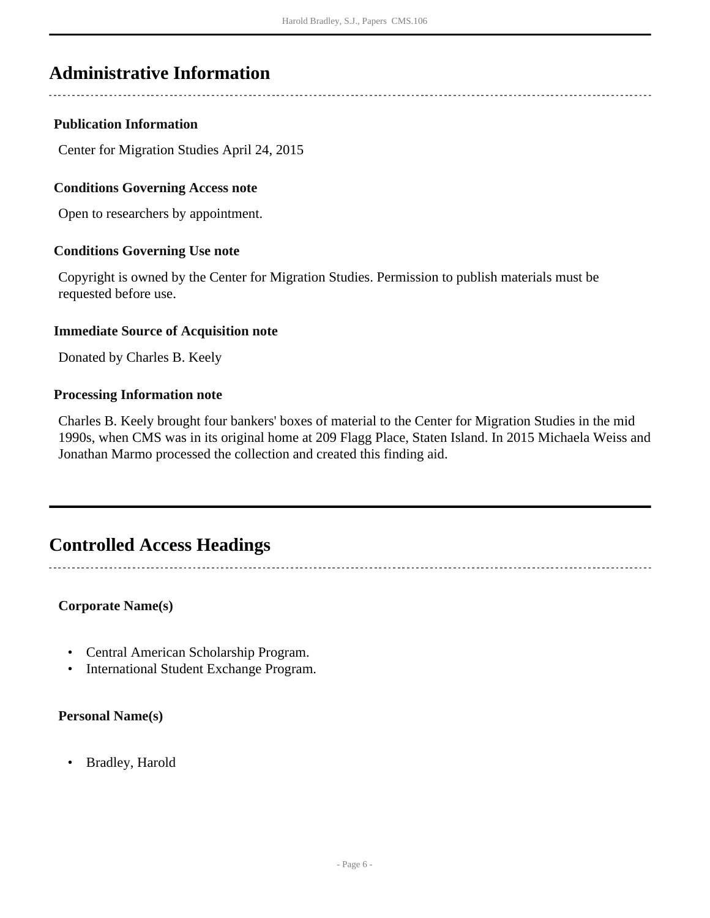## Administrative Information

### Publication Information

Center for Migration Studies April 24, 2015

### Conditions Governing Access note

Open to researchers by appointment.

### Conditions Governing Use note

Copyright is owned by the Center for Migration Studies. Permission to publish materials must be requested before use.

### Immediate Source of Acquisition note

Donated by Charles B. Keely

### Processing Information note

Charles B. Keely brought four bankers' boxes of material to the Center for Migration Studies in the mid 1990s, when CMS was in its original home at 209 Flagg Place, Staten Island. In 2015 Michaela Weiss and Jonathan Marmo processed the collection and created this finding aid.

## Controlled Access Headings

### Corporate Name(s)

- Central American Scholarship Program.
- International Student Exchange Program.

### Personal Name(s)

- Bradley, Harold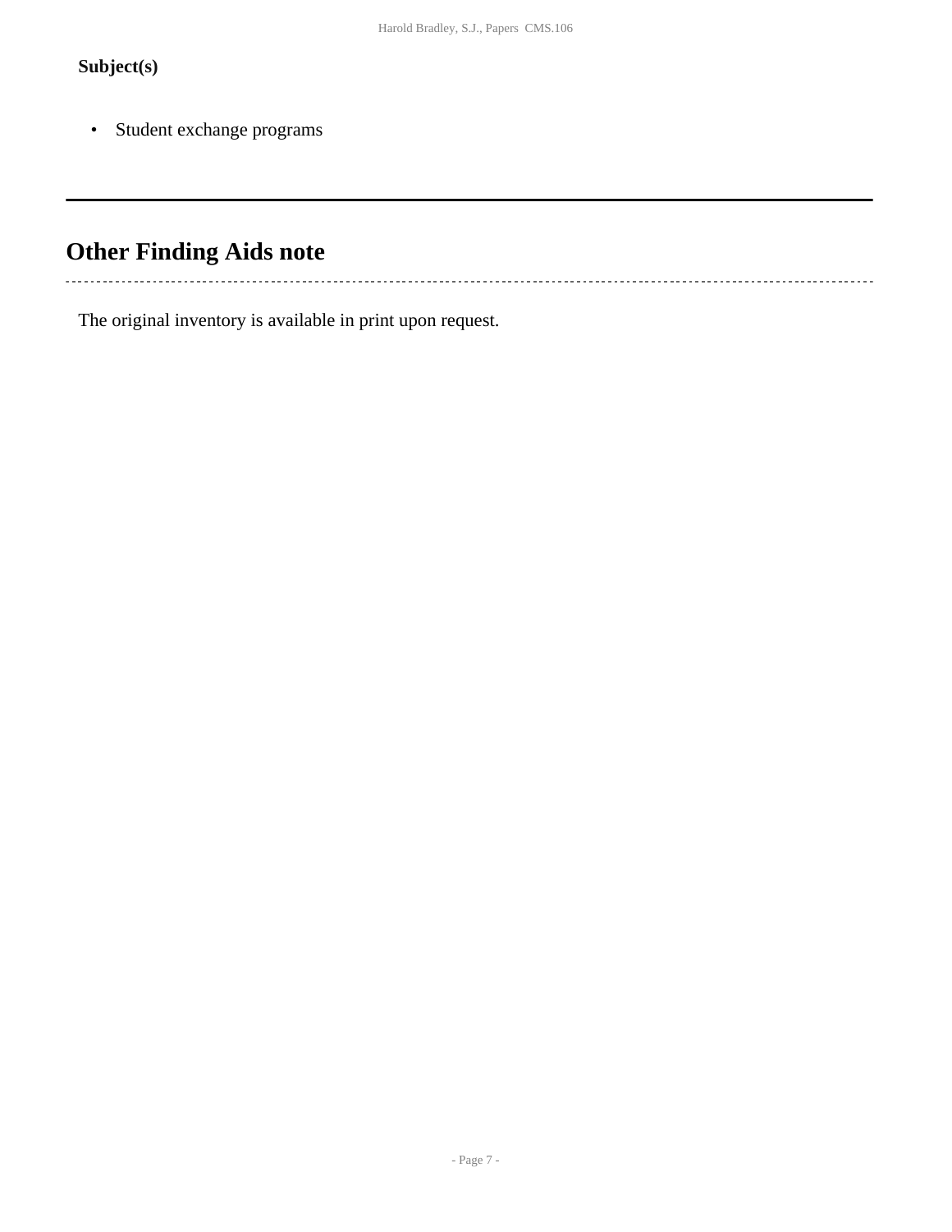**Subject(s)**

- Student exchange programs

## Other Finding Aids note

The original inventory is available in print upon request.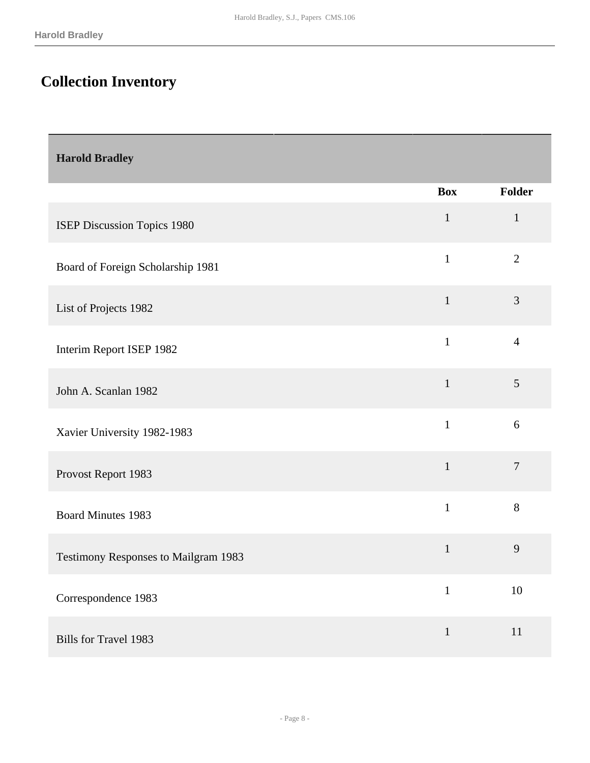## Collection Inventory

| Harold Bradley | Box | Folder |
|---|---|---|
| ISEP Discussion Topics 1980 | 1 | 1 |
| Board of Foreign Scholarship 1981 | 1 | 2 |
| List of Projects 1982 | 1 | 3 |
| Interim Report ISEP 1982 | 1 | 4 |
| John A. Scanlan 1982 | 1 | 5 |
| Xavier University 1982-1983 | 1 | 6 |
| Provost Report 1983 | 1 | 7 |
| Board Minutes 1983 | 1 | 8 |
| Testimony Responses to Mailgram 1983 | 1 | 9 |
| Correspondence 1983 | 1 | 10 |
| Bills for Travel 1983 | 1 | 11 |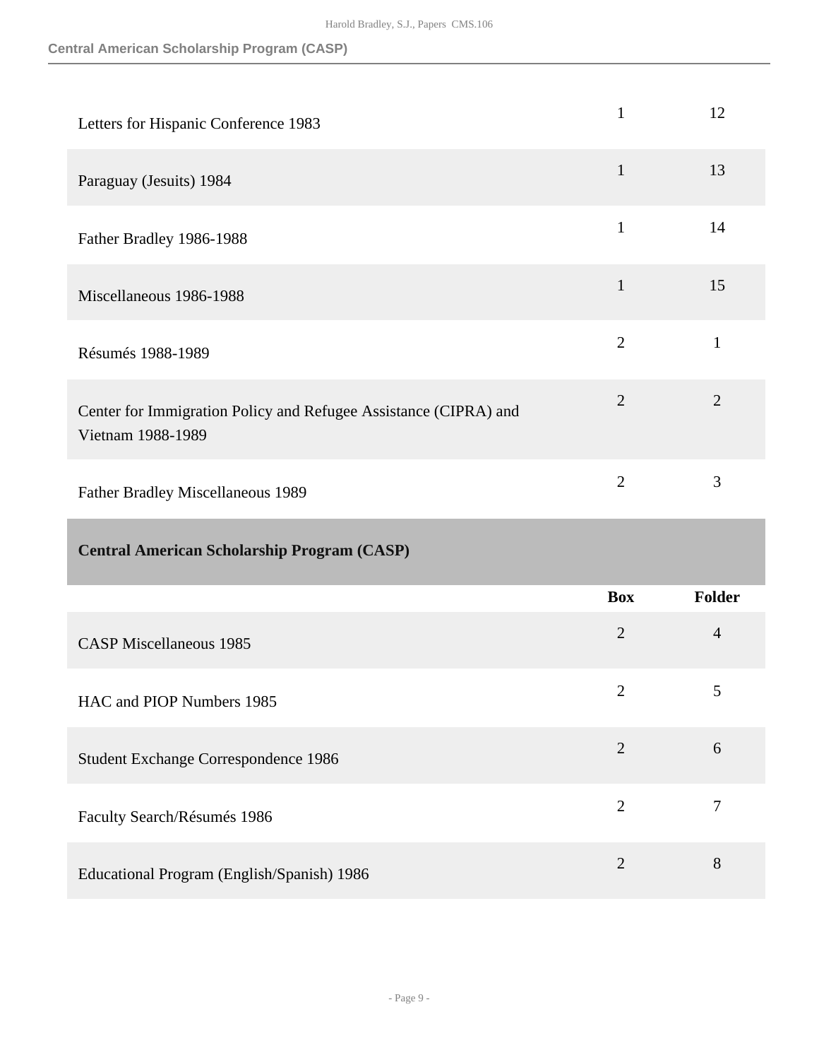| | Box | Folder |
|---|---|---|
| Letters for Hispanic Conference 1983 | 1 | 12 |
| Paraguay (Jesuits) 1984 | 1 | 13 |
| Father Bradley 1986-1988 | 1 | 14 |
| Miscellaneous 1986-1988 | 1 | 15 |
| Résumés 1988-1989 | 2 | 1 |
| Center for Immigration Policy and Refugee Assistance (CIPRA) and Vietnam 1988-1989 | 2 | 2 |
| Father Bradley Miscellaneous 1989 | 2 | 3 |

## Central American Scholarship Program (CASP)

| | Box | Folder |
|---|---|---|
| CASP Miscellaneous 1985 | 2 | 4 |
| HAC and PIOP Numbers 1985 | 2 | 5 |
| Student Exchange Correspondence 1986 | 2 | 6 |
| Faculty Search/Résumés 1986 | 2 | 7 |
| Educational Program (English/Spanish) 1986 | 2 | 8 |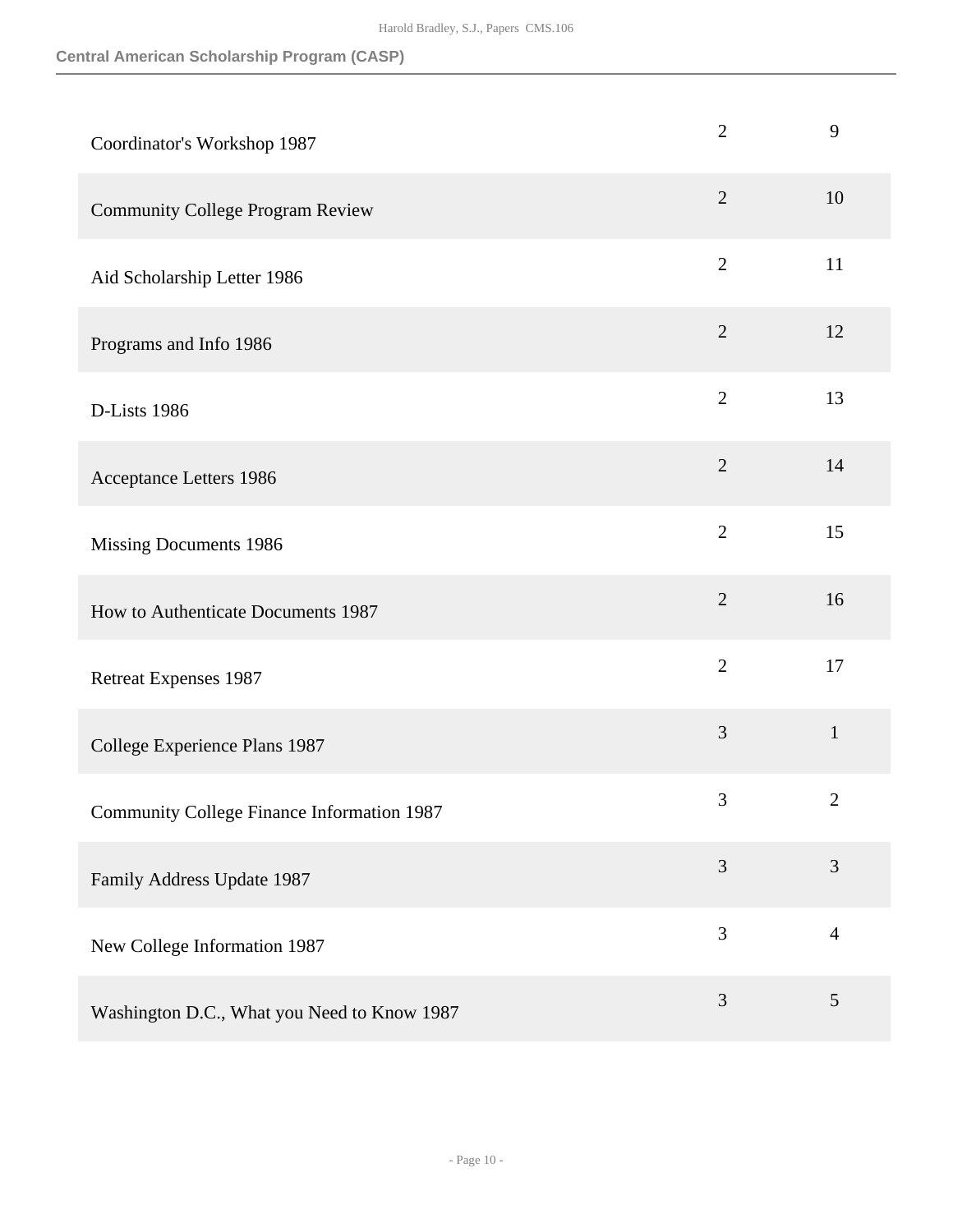## Central American Scholarship Program (CASP)

| | | |
|---|---|---|
| Coordinator's Workshop 1987 | 2 | 9 |
| Community College Program Review | 2 | 10 |
| Aid Scholarship Letter 1986 | 2 | 11 |
| Programs and Info 1986 | 2 | 12 |
| D-Lists 1986 | 2 | 13 |
| Acceptance Letters 1986 | 2 | 14 |
| Missing Documents 1986 | 2 | 15 |
| How to Authenticate Documents 1987 | 2 | 16 |
| Retreat Expenses 1987 | 2 | 17 |
| College Experience Plans 1987 | 3 | 1 |
| Community College Finance Information 1987 | 3 | 2 |
| Family Address Update 1987 | 3 | 3 |
| New College Information 1987 | 3 | 4 |
| Washington D.C., What you Need to Know 1987 | 3 | 5 |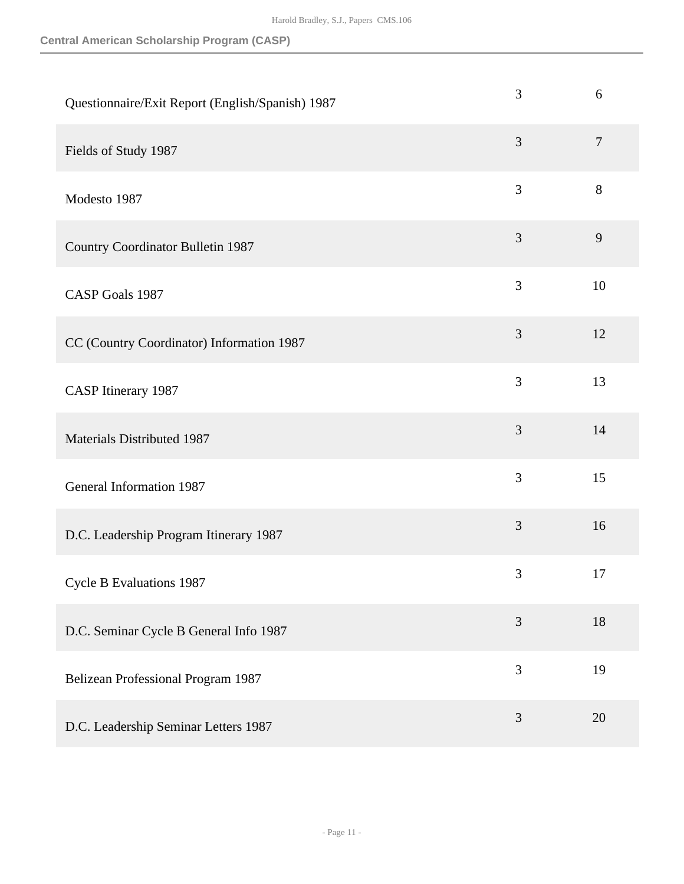| | | |
|---|---|---|
| Questionnaire/Exit Report (English/Spanish) 1987 | 3 | 6 |
| Fields of Study 1987 | 3 | 7 |
| Modesto 1987 | 3 | 8 |
| Country Coordinator Bulletin 1987 | 3 | 9 |
| CASP Goals 1987 | 3 | 10 |
| CC (Country Coordinator) Information 1987 | 3 | 12 |
| CASP Itinerary 1987 | 3 | 13 |
| Materials Distributed 1987 | 3 | 14 |
| General Information 1987 | 3 | 15 |
| D.C. Leadership Program Itinerary 1987 | 3 | 16 |
| Cycle B Evaluations 1987 | 3 | 17 |
| D.C. Seminar Cycle B General Info 1987 | 3 | 18 |
| Belizean Professional Program 1987 | 3 | 19 |
| D.C. Leadership Seminar Letters 1987 | 3 | 20 |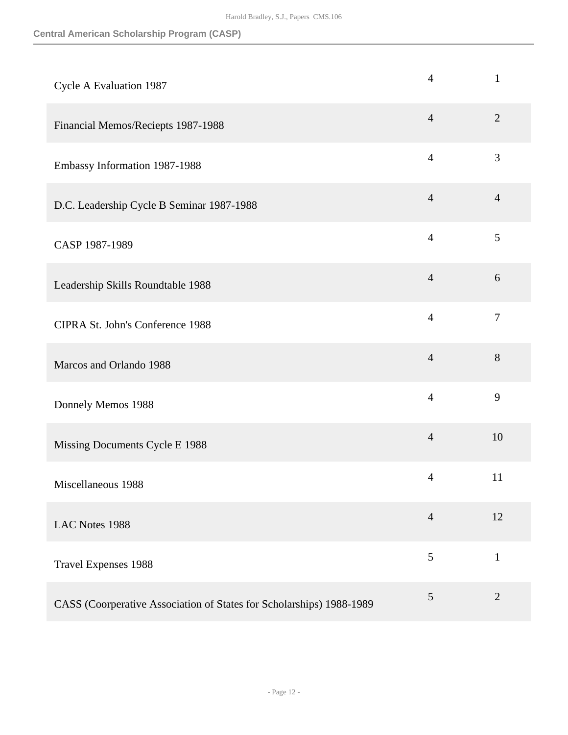## Central American Scholarship Program (CASP)

| | | |
|---|---|---|
| Cycle A Evaluation 1987 | 4 | 1 |
| Financial Memos/Reciepts 1987-1988 | 4 | 2 |
| Embassy Information 1987-1988 | 4 | 3 |
| D.C. Leadership Cycle B Seminar 1987-1988 | 4 | 4 |
| CASP 1987-1989 | 4 | 5 |
| Leadership Skills Roundtable 1988 | 4 | 6 |
| CIPRA St. John's Conference 1988 | 4 | 7 |
| Marcos and Orlando 1988 | 4 | 8 |
| Donnely Memos 1988 | 4 | 9 |
| Missing Documents Cycle E 1988 | 4 | 10 |
| Miscellaneous 1988 | 4 | 11 |
| LAC Notes 1988 | 4 | 12 |
| Travel Expenses 1988 | 5 | 1 |
| CASS (Coorperative Association of States for Scholarships) 1988-1989 | 5 | 2 |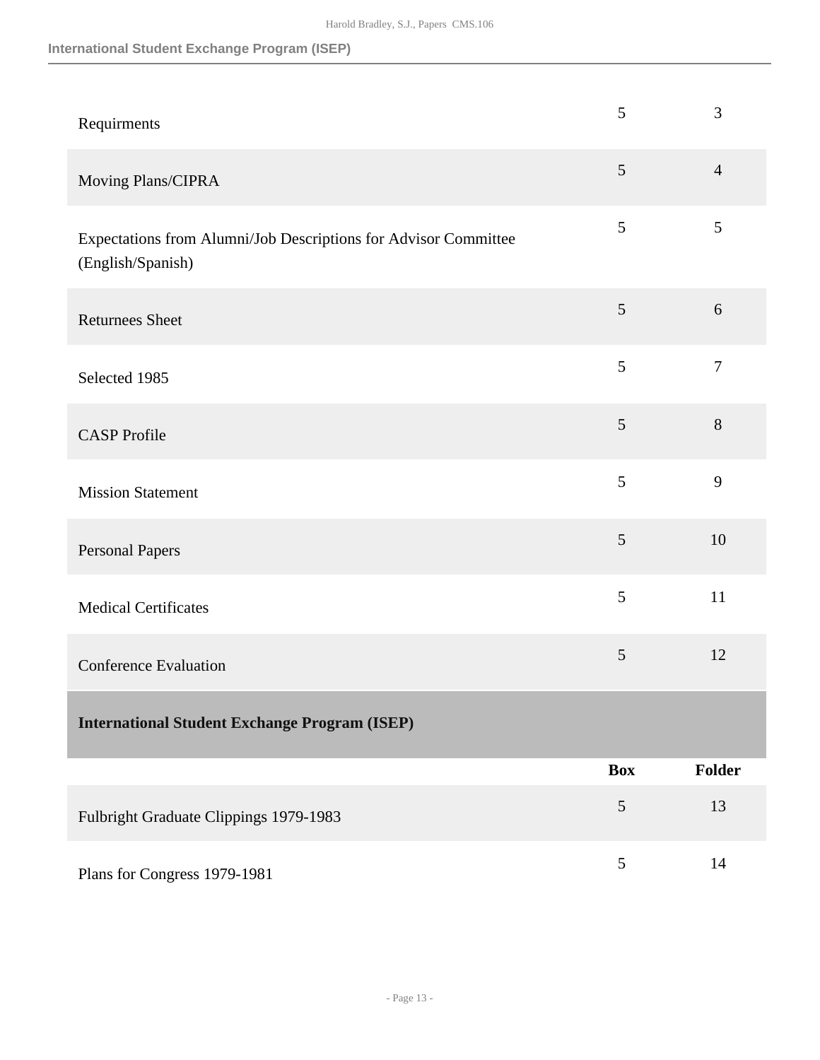| | Box | Folder |
|---|---|---|
| Requirments | 5 | 3 |
| Moving Plans/CIPRA | 5 | 4 |
| Expectations from Alumni/Job Descriptions for Advisor Committee (English/Spanish) | 5 | 5 |
| Returnees Sheet | 5 | 6 |
| Selected 1985 | 5 | 7 |
| CASP Profile | 5 | 8 |
| Mission Statement | 5 | 9 |
| Personal Papers | 5 | 10 |
| Medical Certificates | 5 | 11 |
| Conference Evaluation | 5 | 12 |

### International Student Exchange Program (ISEP)

| | Box | Folder |
|---|---|---|
| Fulbright Graduate Clippings 1979-1983 | 5 | 13 |
| Plans for Congress 1979-1981 | 5 | 14 |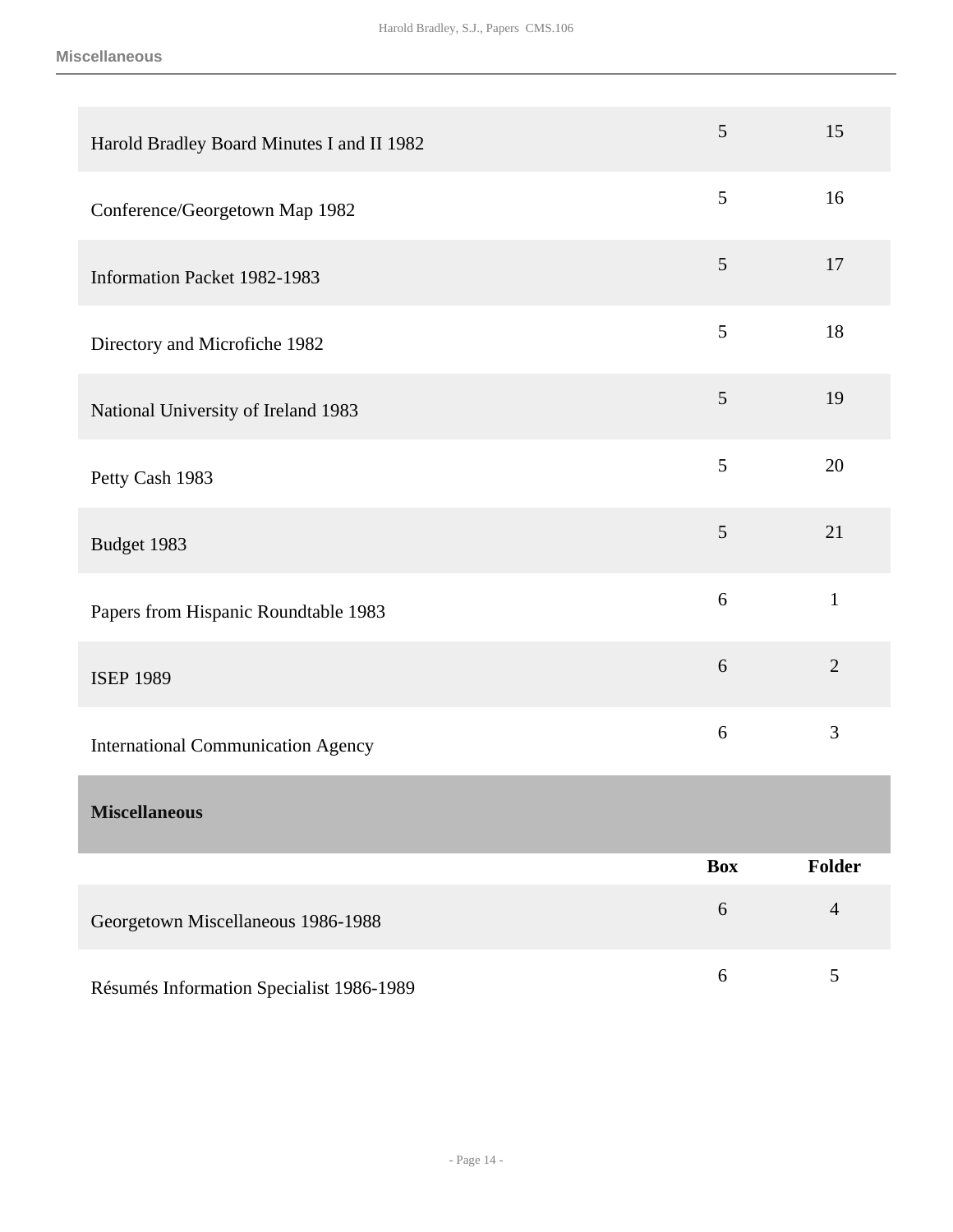| | Box | Folder |
|---|---|---|
| Harold Bradley Board Minutes I and II 1982 | 5 | 15 |
| Conference/Georgetown Map 1982 | 5 | 16 |
| Information Packet 1982-1983 | 5 | 17 |
| Directory and Microfiche 1982 | 5 | 18 |
| National University of Ireland 1983 | 5 | 19 |
| Petty Cash 1983 | 5 | 20 |
| Budget 1983 | 5 | 21 |
| Papers from Hispanic Roundtable 1983 | 6 | 1 |
| ISEP 1989 | 6 | 2 |
| International Communication Agency | 6 | 3 |

## Miscellaneous

| | Box | Folder |
|---|---|---|
| Georgetown Miscellaneous 1986-1988 | 6 | 4 |
| Résumés Information Specialist 1986-1989 | 6 | 5 |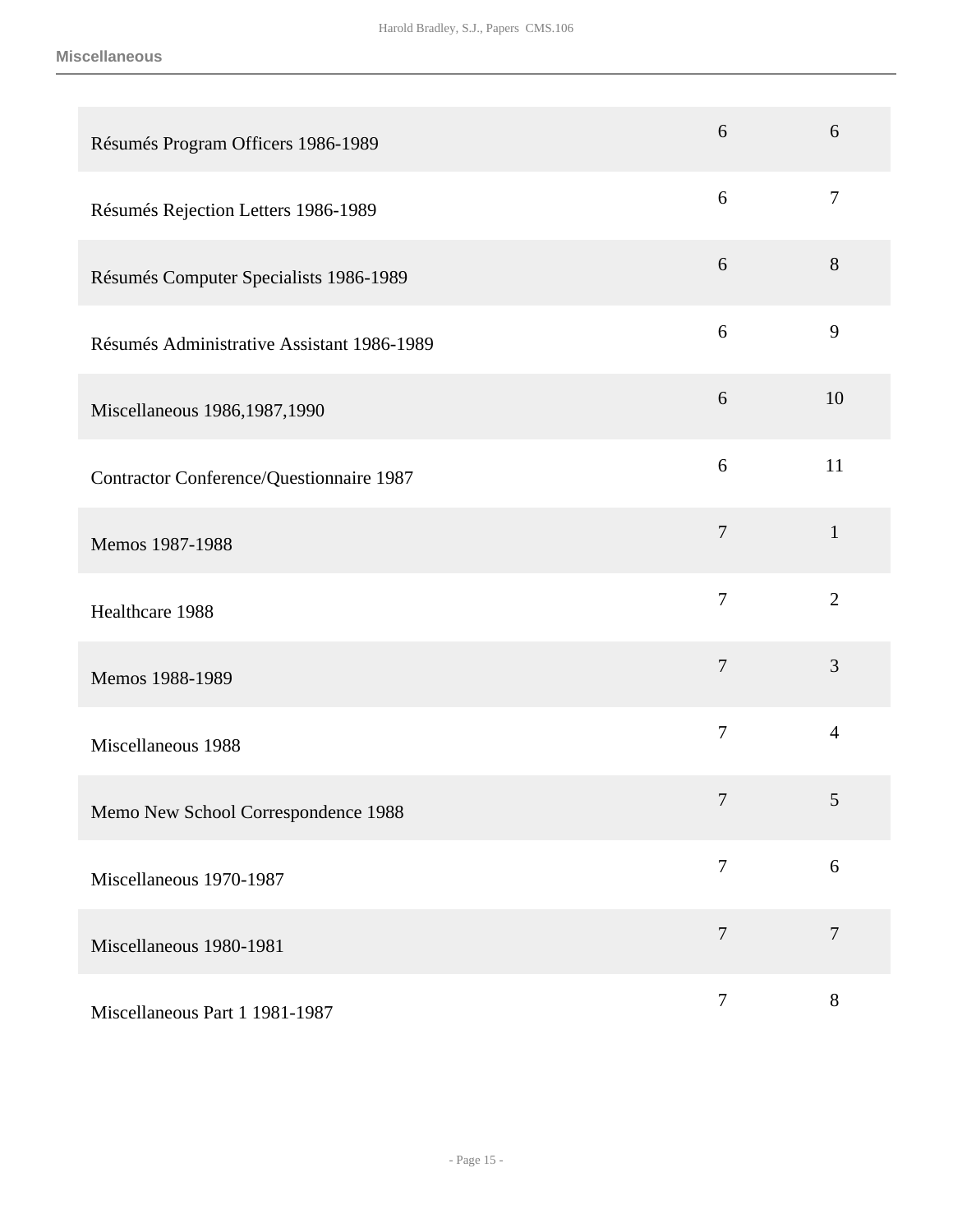| | | |
|---|---|---|
| Résumés Program Officers 1986-1989 | 6 | 6 |
| Résumés Rejection Letters 1986-1989 | 6 | 7 |
| Résumés Computer Specialists 1986-1989 | 6 | 8 |
| Résumés Administrative Assistant 1986-1989 | 6 | 9 |
| Miscellaneous 1986,1987,1990 | 6 | 10 |
| Contractor Conference/Questionnaire 1987 | 6 | 11 |
| Memos 1987-1988 | 7 | 1 |
| Healthcare 1988 | 7 | 2 |
| Memos 1988-1989 | 7 | 3 |
| Miscellaneous 1988 | 7 | 4 |
| Memo New School Correspondence 1988 | 7 | 5 |
| Miscellaneous 1970-1987 | 7 | 6 |
| Miscellaneous 1980-1981 | 7 | 7 |
| Miscellaneous Part 1 1981-1987 | 7 | 8 |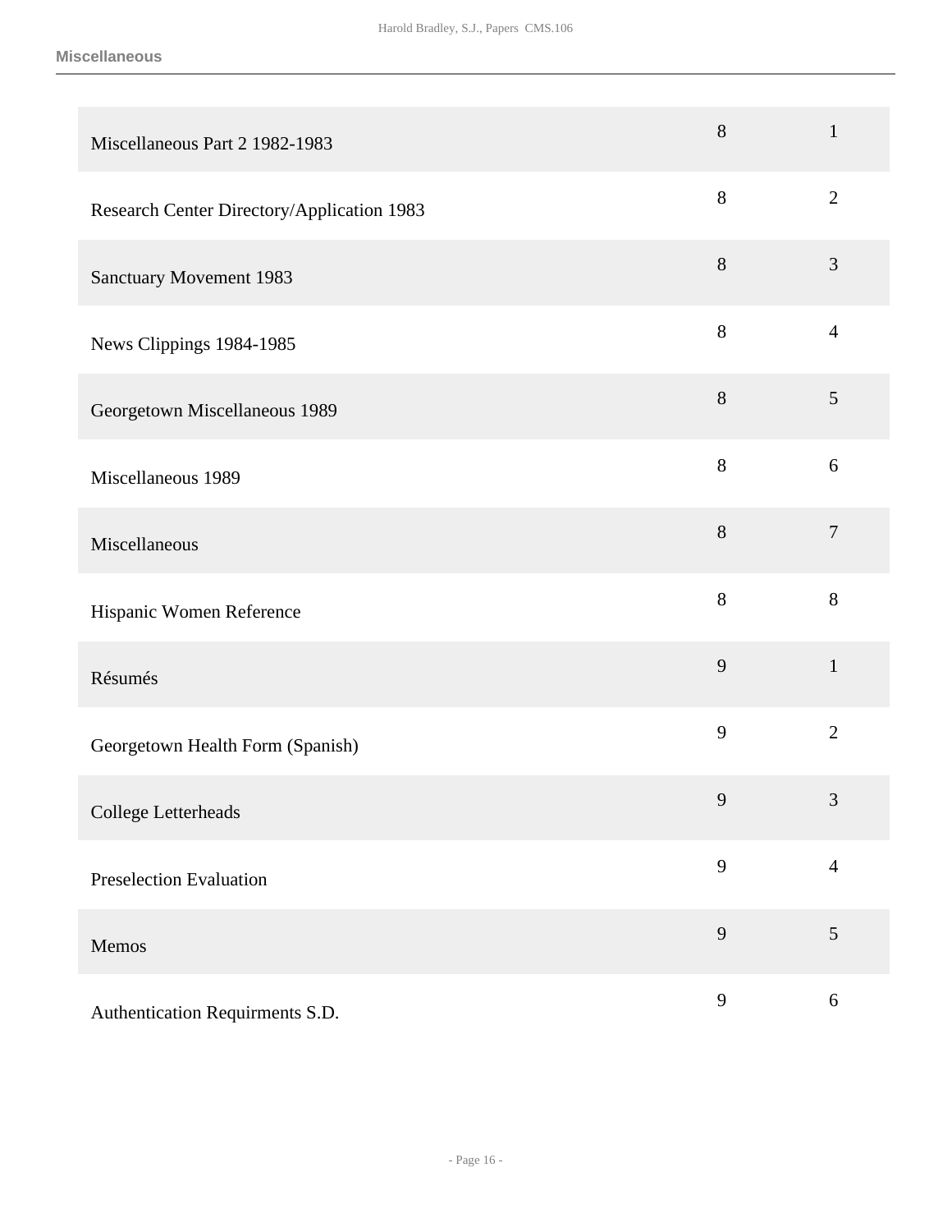**Miscellaneous**

| | | |
|---|---|---|
| Miscellaneous Part 2 1982-1983 | 8 | 1 |
| Research Center Directory/Application 1983 | 8 | 2 |
| Sanctuary Movement 1983 | 8 | 3 |
| News Clippings 1984-1985 | 8 | 4 |
| Georgetown Miscellaneous 1989 | 8 | 5 |
| Miscellaneous 1989 | 8 | 6 |
| Miscellaneous | 8 | 7 |
| Hispanic Women Reference | 8 | 8 |
| Résumés | 9 | 1 |
| Georgetown Health Form (Spanish) | 9 | 2 |
| College Letterheads | 9 | 3 |
| Preselection Evaluation | 9 | 4 |
| Memos | 9 | 5 |
| Authentication Requirments S.D. | 9 | 6 |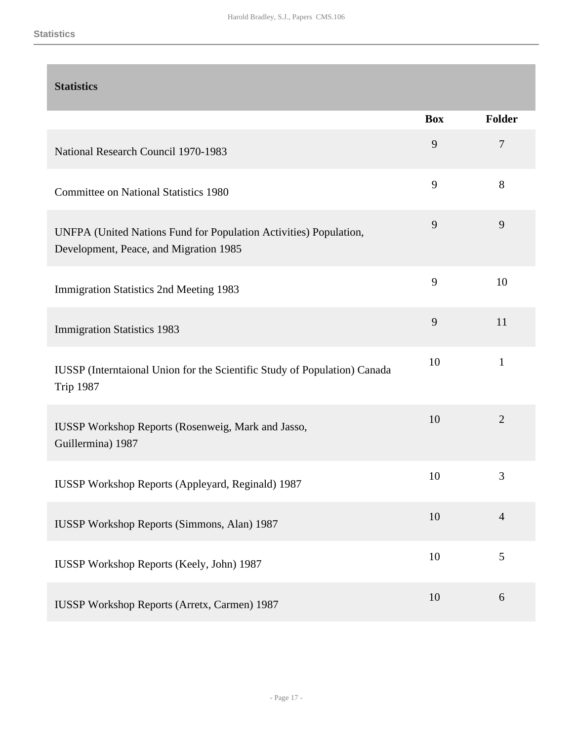## Statistics

| Statistics | Box | Folder |
|---|---|---|
| National Research Council 1970-1983 | 9 | 7 |
| Committee on National Statistics 1980 | 9 | 8 |
| UNFPA (United Nations Fund for Population Activities) Population, Development, Peace, and Migration 1985 | 9 | 9 |
| Immigration Statistics 2nd Meeting 1983 | 9 | 10 |
| Immigration Statistics 1983 | 9 | 11 |
| IUSSP (Interntaional Union for the Scientific Study of Population) Canada Trip 1987 | 10 | 1 |
| IUSSP Workshop Reports (Rosenweig, Mark and Jasso, Guillermina) 1987 | 10 | 2 |
| IUSSP Workshop Reports (Appleyard, Reginald) 1987 | 10 | 3 |
| IUSSP Workshop Reports (Simmons, Alan) 1987 | 10 | 4 |
| IUSSP Workshop Reports (Keely, John) 1987 | 10 | 5 |
| IUSSP Workshop Reports (Arretx, Carmen) 1987 | 10 | 6 |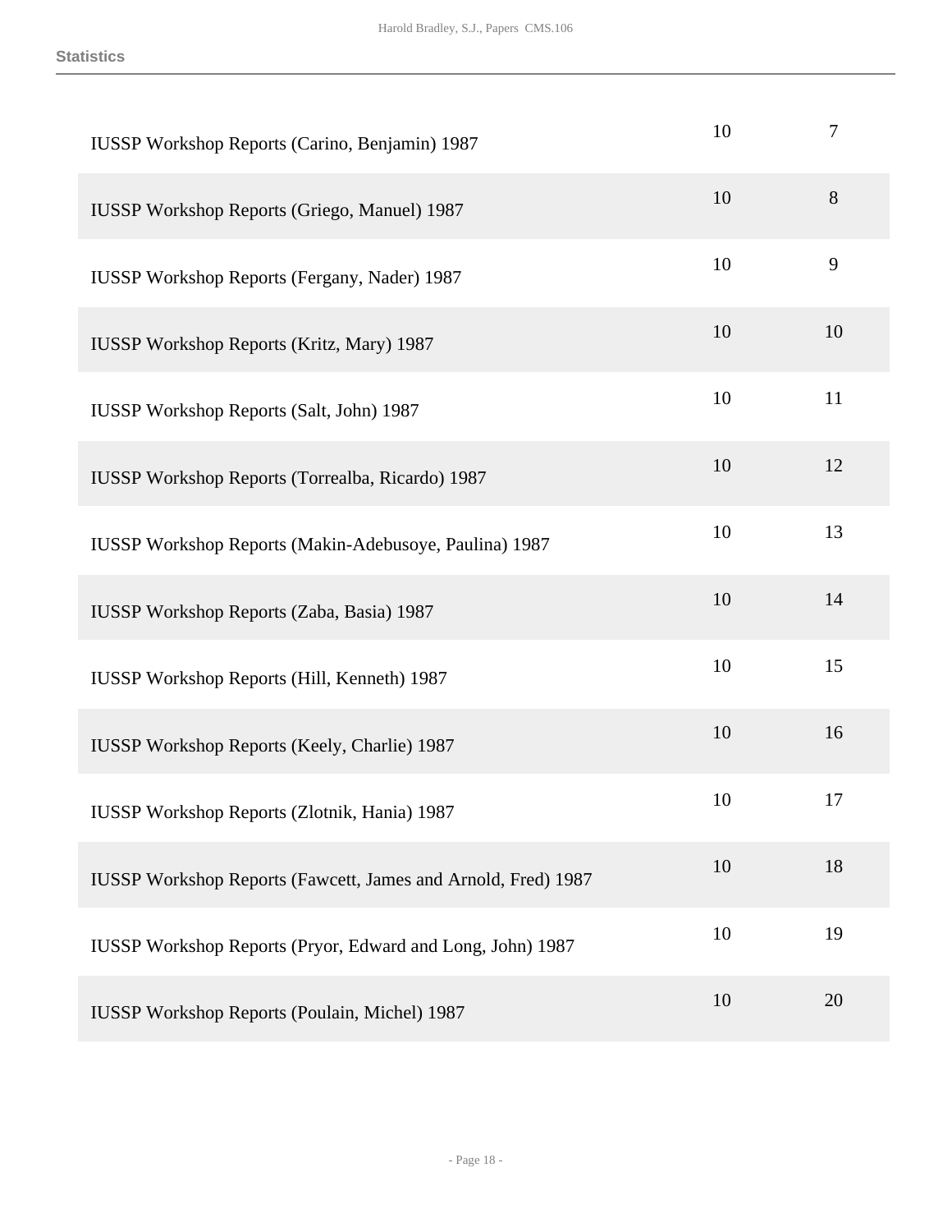| | | |
|---|---|---|
| IUSSP Workshop Reports (Carino, Benjamin) 1987 | 10 | 7 |
| IUSSP Workshop Reports (Griego, Manuel) 1987 | 10 | 8 |
| IUSSP Workshop Reports (Fergany, Nader) 1987 | 10 | 9 |
| IUSSP Workshop Reports (Kritz, Mary) 1987 | 10 | 10 |
| IUSSP Workshop Reports (Salt, John) 1987 | 10 | 11 |
| IUSSP Workshop Reports (Torrealba, Ricardo) 1987 | 10 | 12 |
| IUSSP Workshop Reports (Makin-Adebusoye, Paulina) 1987 | 10 | 13 |
| IUSSP Workshop Reports (Zaba, Basia) 1987 | 10 | 14 |
| IUSSP Workshop Reports (Hill, Kenneth) 1987 | 10 | 15 |
| IUSSP Workshop Reports (Keely, Charlie) 1987 | 10 | 16 |
| IUSSP Workshop Reports (Zlotnik, Hania) 1987 | 10 | 17 |
| IUSSP Workshop Reports (Fawcett, James and Arnold, Fred) 1987 | 10 | 18 |
| IUSSP Workshop Reports (Pryor, Edward and Long, John) 1987 | 10 | 19 |
| IUSSP Workshop Reports (Poulain, Michel) 1987 | 10 | 20 |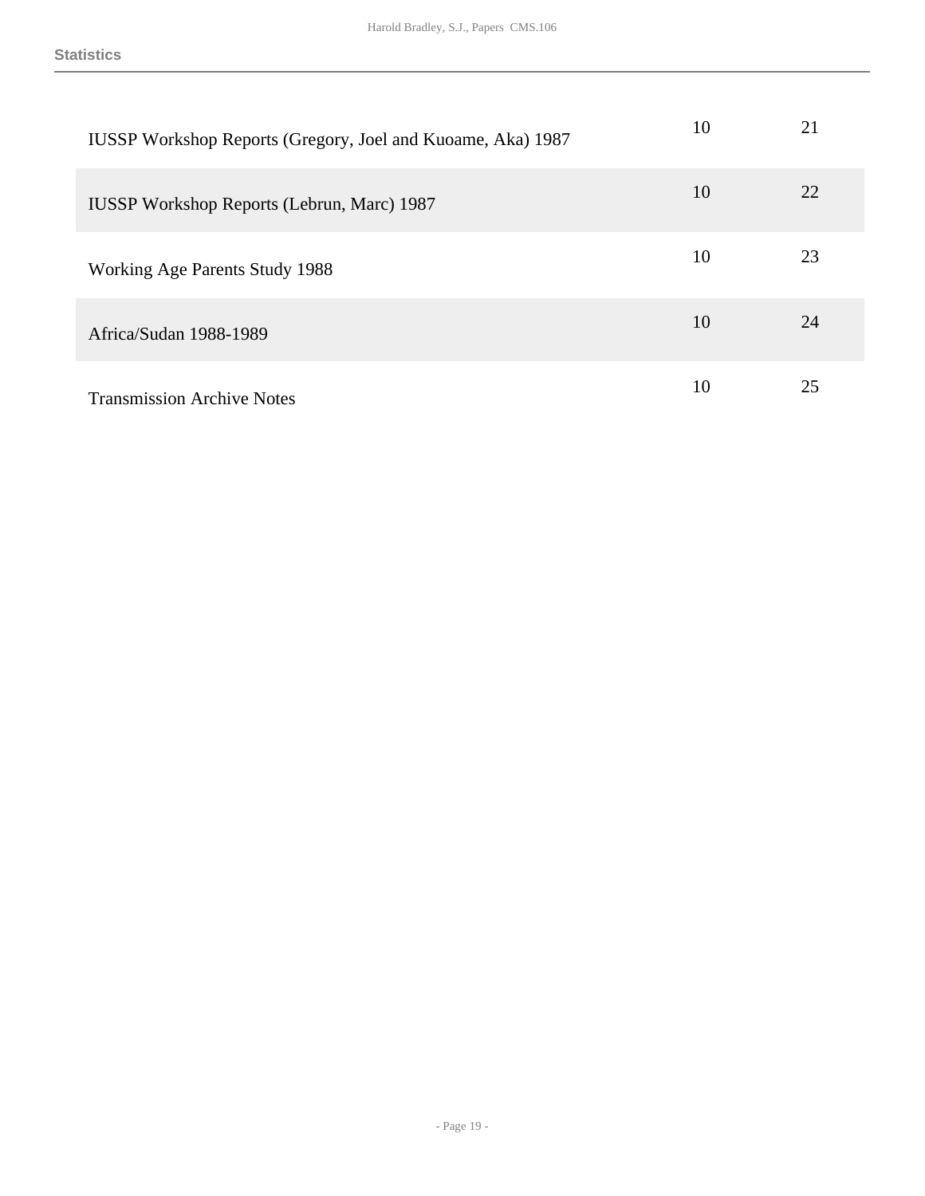### Statistics

| | | |
|---|---|---|
| IUSSP Workshop Reports (Gregory, Joel and Kuoame, Aka) 1987 | 10 | 21 |
| IUSSP Workshop Reports (Lebrun, Marc) 1987 | 10 | 22 |
| Working Age Parents Study 1988 | 10 | 23 |
| Africa/Sudan 1988-1989 | 10 | 24 |
| Transmission Archive Notes | 10 | 25 |